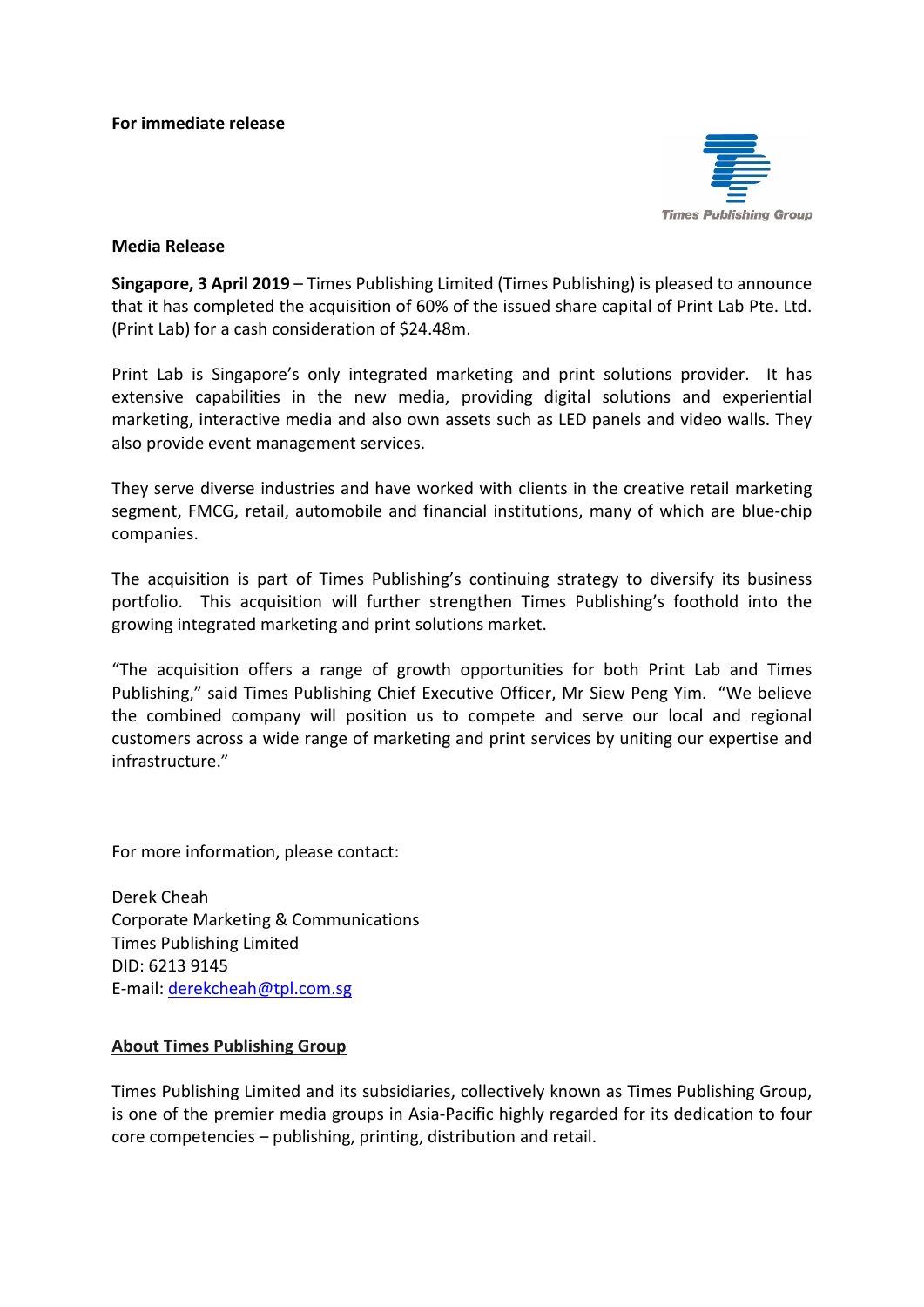**For immediate release**

Times Publishing Group

**Media Release**

**Singapore, 3 April 2019** – Times Publishing Limited (Times Publishing) is pleased to announce that it has completed the acquisition of 60% of the issued share capital of Print Lab Pte. Ltd. (Print Lab) for a cash consideration of $24.48m.

Print Lab is Singapore's only integrated marketing and print solutions provider. It has extensive capabilities in the new media, providing digital solutions and experiential marketing, interactive media and also own assets such as LED panels and video walls. They also provide event management services.

They serve diverse industries and have worked with clients in the creative retail marketing segment, FMCG, retail, automobile and financial institutions, many of which are blue-chip companies.

The acquisition is part of Times Publishing's continuing strategy to diversify its business portfolio. This acquisition will further strengthen Times Publishing's foothold into the growing integrated marketing and print solutions market.

"The acquisition offers a range of growth opportunities for both Print Lab and Times Publishing," said Times Publishing Chief Executive Officer, Mr Siew Peng Yim. "We believe the combined company will position us to compete and serve our local and regional customers across a wide range of marketing and print services by uniting our expertise and infrastructure."

For more information, please contact:

Derek Cheah
Corporate Marketing & Communications
Times Publishing Limited
DID: 6213 9145
E-mail: derekcheah@tpl.com.sg

**About Times Publishing Group**

Times Publishing Limited and its subsidiaries, collectively known as Times Publishing Group, is one of the premier media groups in Asia-Pacific highly regarded for its dedication to four core competencies – publishing, printing, distribution and retail.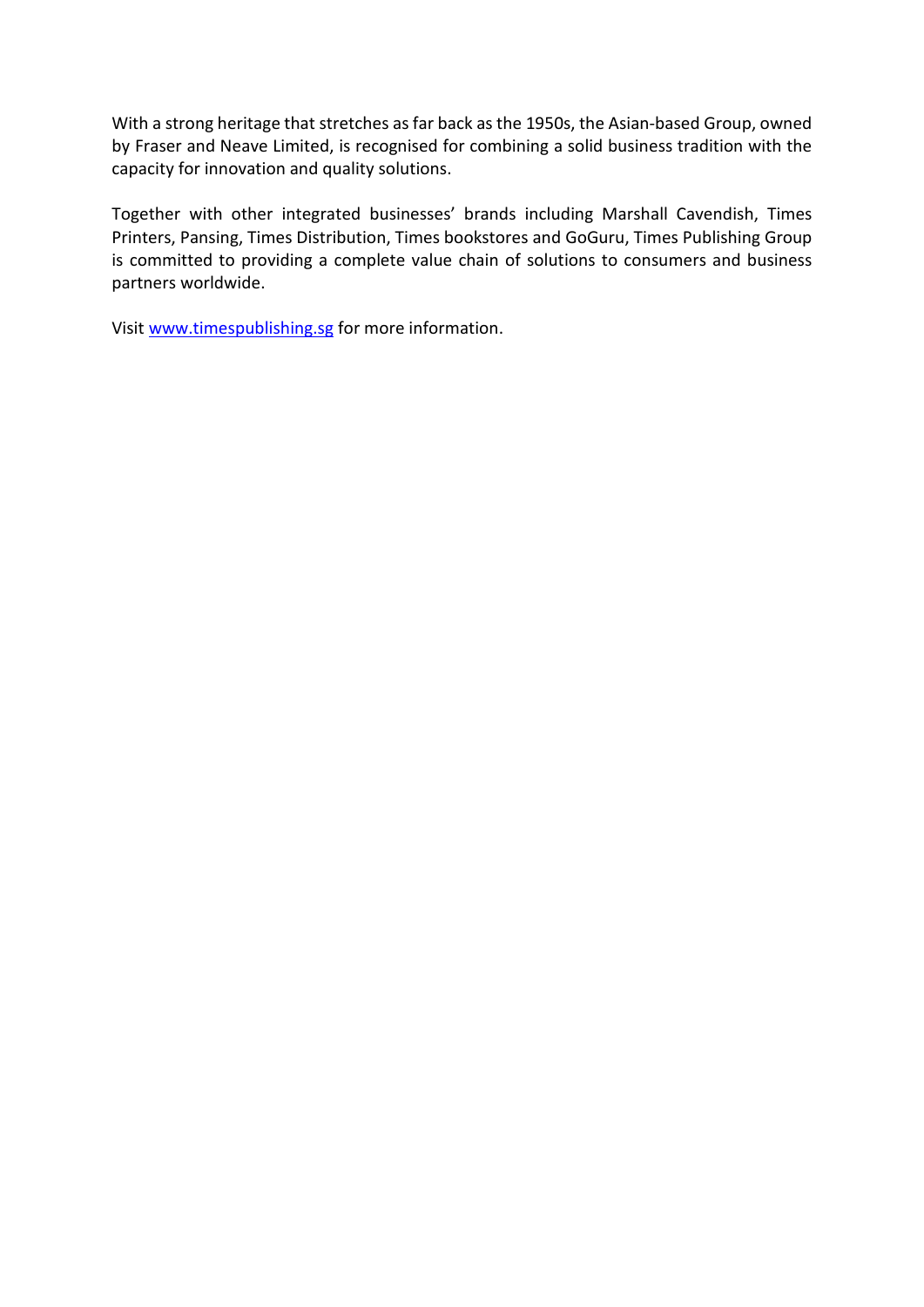With a strong heritage that stretches as far back as the 1950s, the Asian-based Group, owned by Fraser and Neave Limited, is recognised for combining a solid business tradition with the capacity for innovation and quality solutions.

Together with other integrated businesses' brands including Marshall Cavendish, Times Printers, Pansing, Times Distribution, Times bookstores and GoGuru, Times Publishing Group is committed to providing a complete value chain of solutions to consumers and business partners worldwide.

Visit [www.timespublishing.sg](http://www.timespublishing.sg) for more information.